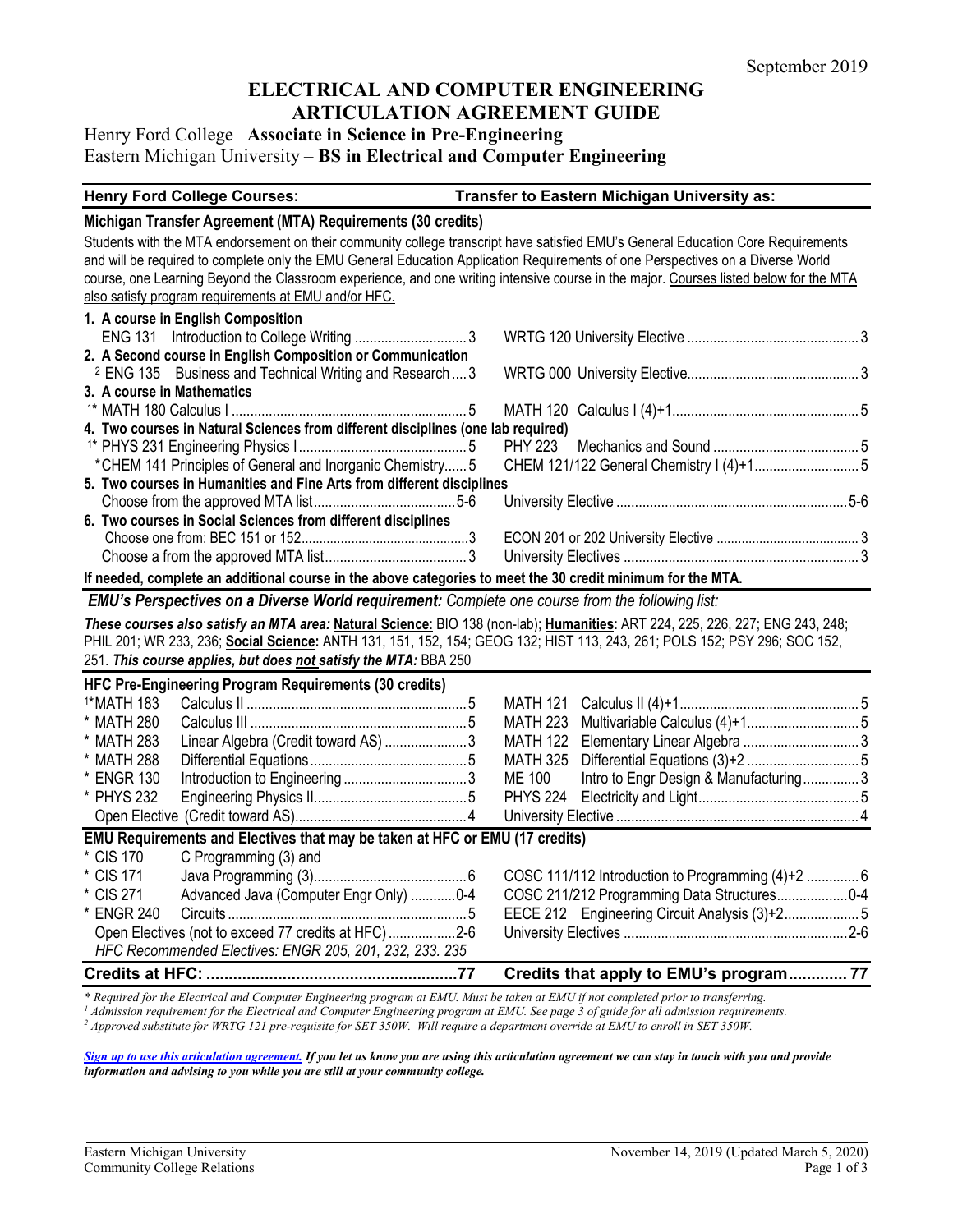September 2019

# ELECTRICAL AND COMPUTER ENGINEERING ARTICULATION AGREEMENT GUIDE

Henry Ford College –**Associate in Science in Pre-Engineering**
Eastern Michigan University – **BS in Electrical and Computer Engineering**

| Henry Ford College Courses: | | Transfer to Eastern Michigan University as: | |
|---|---|---|---|
| **Michigan Transfer Agreement (MTA) Requirements (30 credits)** | | | |
| Students with the MTA endorsement on their community college transcript have satisfied EMU's General Education Core Requirements and will be required to complete only the EMU General Education Application Requirements of one Perspectives on a Diverse World course, one Learning Beyond the Classroom experience, and one writing intensive course in the major. Courses listed below for the MTA also satisfy program requirements at EMU and/or HFC. | | | |
| **1. A course in English Composition** | | | |
| ENG 131 Introduction to College Writing | 3 | WRTG 120 University Elective | 3 |
| **2. A Second course in English Composition or Communication** | | | |
| [2] ENG 135 Business and Technical Writing and Research | 3 | WRTG 000 University Elective | 3 |
| **3. A course in Mathematics** | | | |
| [1]* MATH 180 Calculus I | 5 | MATH 120 Calculus I (4)+1 | 5 |
| **4. Two courses in Natural Sciences from different disciplines (one lab required)** | | | |
| [1]* PHYS 231 Engineering Physics I | 5 | PHY 223 Mechanics and Sound | 5 |
| *CHEM 141 Principles of General and Inorganic Chemistry | 5 | CHEM 121/122 General Chemistry I (4)+1 | 5 |
| **5. Two courses in Humanities and Fine Arts from different disciplines** | | | |
| Choose from the approved MTA list | 5-6 | University Elective | 5-6 |
| **6. Two courses in Social Sciences from different disciplines** | | | |
| Choose one from: BEC 151 or 152 | 3 | ECON 201 or 202 University Elective | 3 |
| Choose a from the approved MTA list | 3 | University Electives | 3 |
| **If needed, complete an additional course in the above categories to meet the 30 credit minimum for the MTA.** | | | |

***EMU's Perspectives on a Diverse World requirement:*** *Complete one course from the following list:*

***These courses also satisfy an MTA area:*** **Natural Science**: BIO 138 (non-lab); **Humanities**: ART 224, 225, 226, 227; ENG 243, 248; PHIL 201; WR 233, 236; **Social Science:** ANTH 131, 151, 152, 154; GEOG 132; HIST 113, 243, 261; POLS 152; PSY 296; SOC 152, 251. ***This course applies, but does not satisfy the MTA:*** BBA 250

| HFC Courses | | | EMU Equivalent | | |
|---|---|---|---|---|---|
| **HFC Pre-Engineering Program Requirements (30 credits)** | | | | | |
| [1]*MATH 183 | Calculus II | 5 | MATH 121 | Calculus II (4)+1 | 5 |
| * MATH 280 | Calculus III | 5 | MATH 223 | Multivariable Calculus (4)+1 | 5 |
| * MATH 283 | Linear Algebra (Credit toward AS) | 3 | MATH 122 | Elementary Linear Algebra | 3 |
| * MATH 288 | Differential Equations | 5 | MATH 325 | Differential Equations (3)+2 | 5 |
| * ENGR 130 | Introduction to Engineering | 3 | ME 100 | Intro to Engr Design & Manufacturing | 3 |
| * PHYS 232 | Engineering Physics II | 5 | PHYS 224 | Electricity and Light | 5 |
| Open Elective (Credit toward AS) | | 4 | University Elective | | 4 |
| **EMU Requirements and Electives that may be taken at HFC or EMU (17 credits)** | | | | | |
| * CIS 170 | C Programming (3) and | | | | |
| * CIS 171 | Java Programming (3) | 6 | COSC 111/112 Introduction to Programming (4)+2 | | 6 |
| * CIS 271 | Advanced Java (Computer Engr Only) | 0-4 | COSC 211/212 Programming Data Structures | | 0-4 |
| * ENGR 240 | Circuits | 5 | EECE 212 | Engineering Circuit Analysis (3)+2 | 5 |
| Open Electives (not to exceed 77 credits at HFC) | | 2-6 | University Electives | | 2-6 |
| *HFC Recommended Electives: ENGR 205, 201, 232, 233. 235* | | | | | |
| **Credits at HFC:** | | **77** | **Credits that apply to EMU's program** | | **77** |

*\* Required for the Electrical and Computer Engineering program at EMU. Must be taken at EMU if not completed prior to transferring.*
*[1] Admission requirement for the Electrical and Computer Engineering program at EMU. See page 3 of guide for all admission requirements.*
*[2] Approved substitute for WRTG 121 pre-requisite for SET 350W. Will require a department override at EMU to enroll in SET 350W.*

***Sign up to use this articulation agreement.** If you let us know you are using this articulation agreement we can stay in touch with you and provide information and advising to you while you are still at your community college.*

Eastern Michigan University
Community College Relations

November 14, 2019 (Updated March 5, 2020)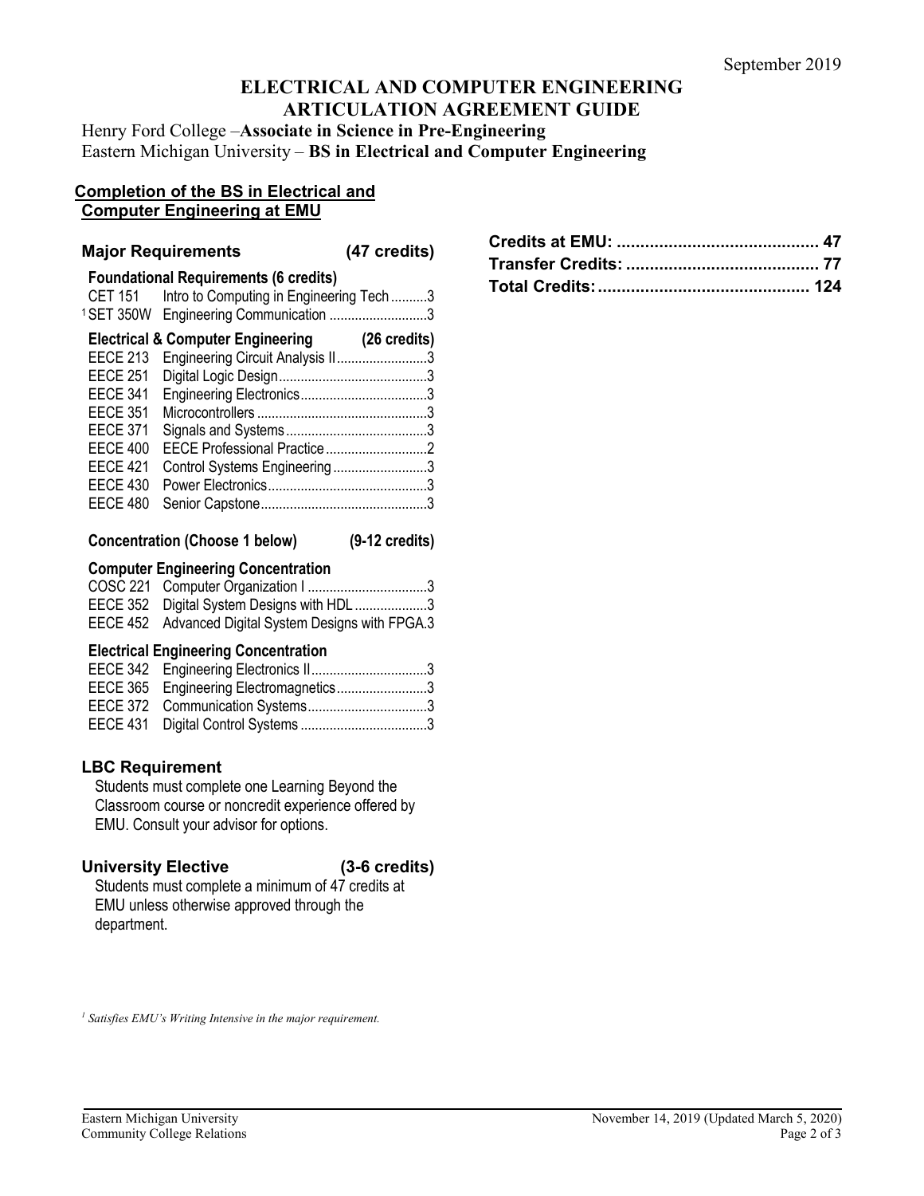September 2019

# ELECTRICAL AND COMPUTER ENGINEERING ARTICULATION AGREEMENT GUIDE

Henry Ford College –**Associate in Science in Pre-Engineering**
Eastern Michigan University – **BS in Electrical and Computer Engineering**

## Completion of the BS in Electrical and Computer Engineering at EMU

### Major Requirements (47 credits)

**Foundational Requirements (6 credits)**

| | | |
|---|---|---|
| CET 151 | Intro to Computing in Engineering Tech | 3 |
| [1] SET 350W | Engineering Communication | 3 |

**Electrical & Computer Engineering (26 credits)**

| | | |
|---|---|---|
| EECE 213 | Engineering Circuit Analysis II | 3 |
| EECE 251 | Digital Logic Design | 3 |
| EECE 341 | Engineering Electronics | 3 |
| EECE 351 | Microcontrollers | 3 |
| EECE 371 | Signals and Systems | 3 |
| EECE 400 | EECE Professional Practice | 2 |
| EECE 421 | Control Systems Engineering | 3 |
| EECE 430 | Power Electronics | 3 |
| EECE 480 | Senior Capstone | 3 |

**Concentration (Choose 1 below) (9-12 credits)**

**Computer Engineering Concentration**

| | | |
|---|---|---|
| COSC 221 | Computer Organization I | 3 |
| EECE 352 | Digital System Designs with HDL | 3 |
| EECE 452 | Advanced Digital System Designs with FPGA | 3 |

**Electrical Engineering Concentration**

| | | |
|---|---|---|
| EECE 342 | Engineering Electronics II | 3 |
| EECE 365 | Engineering Electromagnetics | 3 |
| EECE 372 | Communication Systems | 3 |
| EECE 431 | Digital Control Systems | 3 |

### LBC Requirement

Students must complete one Learning Beyond the Classroom course or noncredit experience offered by EMU. Consult your advisor for options.

### University Elective (3-6 credits)

Students must complete a minimum of 47 credits at EMU unless otherwise approved through the department.

**Credits at EMU: 47**
**Transfer Credits: 77**
**Total Credits: 124**

*[1] Satisfies EMU's Writing Intensive in the major requirement.*

Eastern Michigan University
Community College Relations

November 14, 2019 (Updated March 5, 2020)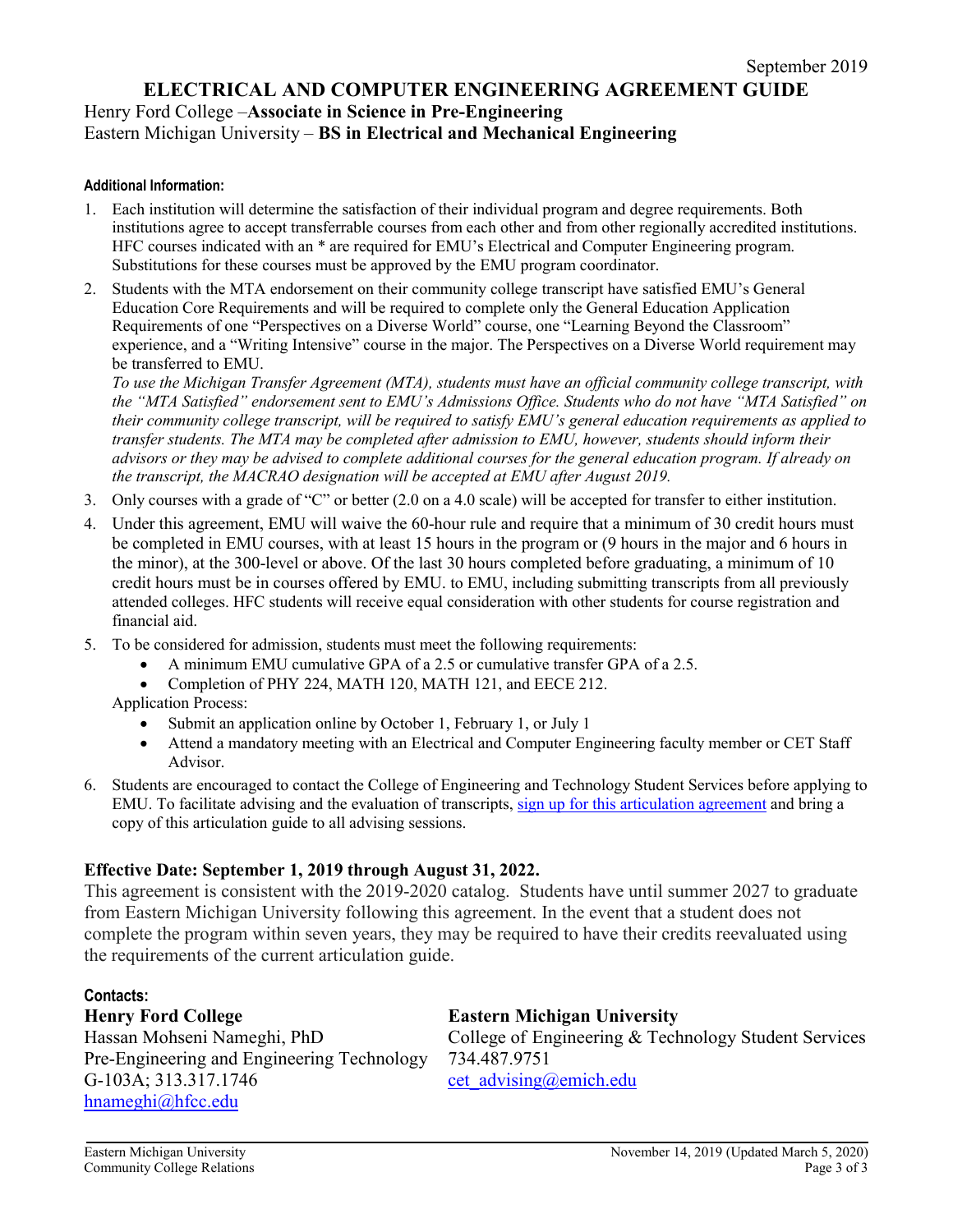September 2019

# ELECTRICAL AND COMPUTER ENGINEERING AGREEMENT GUIDE

Henry Ford College –**Associate in Science in Pre-Engineering**
Eastern Michigan University – **BS in Electrical and Mechanical Engineering**

**Additional Information:**

1. Each institution will determine the satisfaction of their individual program and degree requirements. Both institutions agree to accept transferrable courses from each other and from other regionally accredited institutions. HFC courses indicated with an * are required for EMU's Electrical and Computer Engineering program. Substitutions for these courses must be approved by the EMU program coordinator.
2. Students with the MTA endorsement on their community college transcript have satisfied EMU's General Education Core Requirements and will be required to complete only the General Education Application Requirements of one "Perspectives on a Diverse World" course, one "Learning Beyond the Classroom" experience, and a "Writing Intensive" course in the major. The Perspectives on a Diverse World requirement may be transferred to EMU.
   *To use the Michigan Transfer Agreement (MTA), students must have an official community college transcript, with the "MTA Satisfied" endorsement sent to EMU's Admissions Office. Students who do not have "MTA Satisfied" on their community college transcript, will be required to satisfy EMU's general education requirements as applied to transfer students. The MTA may be completed after admission to EMU, however, students should inform their advisors or they may be advised to complete additional courses for the general education program. If already on the transcript, the MACRAO designation will be accepted at EMU after August 2019.*
3. Only courses with a grade of "C" or better (2.0 on a 4.0 scale) will be accepted for transfer to either institution.
4. Under this agreement, EMU will waive the 60-hour rule and require that a minimum of 30 credit hours must be completed in EMU courses, with at least 15 hours in the program or (9 hours in the major and 6 hours in the minor), at the 300-level or above. Of the last 30 hours completed before graduating, a minimum of 10 credit hours must be in courses offered by EMU. to EMU, including submitting transcripts from all previously attended colleges. HFC students will receive equal consideration with other students for course registration and financial aid.
5. To be considered for admission, students must meet the following requirements:
   - A minimum EMU cumulative GPA of a 2.5 or cumulative transfer GPA of a 2.5.
   - Completion of PHY 224, MATH 120, MATH 121, and EECE 212.

   Application Process:
   - Submit an application online by October 1, February 1, or July 1
   - Attend a mandatory meeting with an Electrical and Computer Engineering faculty member or CET Staff Advisor.
6. Students are encouraged to contact the College of Engineering and Technology Student Services before applying to EMU. To facilitate advising and the evaluation of transcripts, sign up for this articulation agreement and bring a copy of this articulation guide to all advising sessions.

## Effective Date: September 1, 2019 through August 31, 2022.

This agreement is consistent with the 2019-2020 catalog. Students have until summer 2027 to graduate from Eastern Michigan University following this agreement. In the event that a student does not complete the program within seven years, they may be required to have their credits reevaluated using the requirements of the current articulation guide.

**Contacts:**

**Henry Ford College**
Hassan Mohseni Nameghi, PhD
Pre-Engineering and Engineering Technology
G-103A; 313.317.1746
hnameghi@hfcc.edu

**Eastern Michigan University**
College of Engineering & Technology Student Services
734.487.9751
cet_advising@emich.edu

Eastern Michigan University
Community College Relations

November 14, 2019 (Updated March 5, 2020)